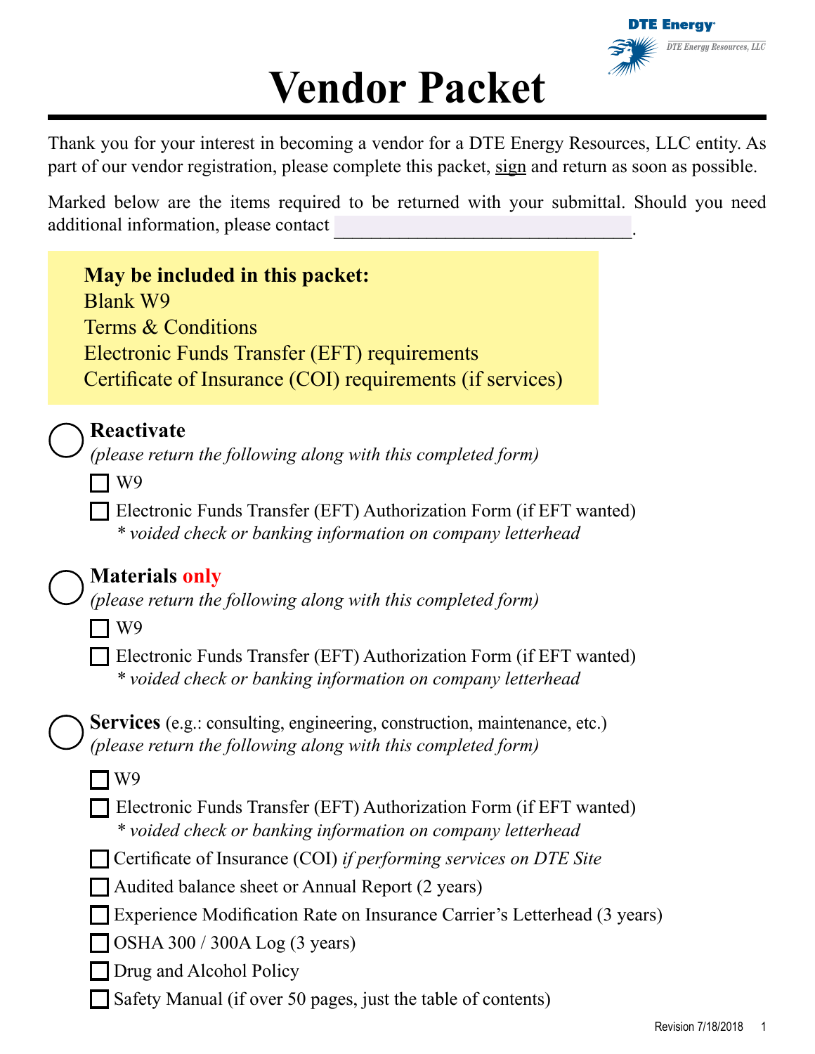DTE Energy

DTE Energy Resources, LLC

# Vendor Packet

Thank you for your interest in becoming a vendor for a DTE Energy Resources, LLC entity. As part of our vendor registration, please complete this packet, sign and return as soon as possible.

Marked below are the items required to be returned with your submittal. Should you need additional information, please contact ________________________________.

**May be included in this packet:**
Blank W9
Terms & Conditions
Electronic Funds Transfer (EFT) requirements
Certificate of Insurance (COI) requirements (if services)

◯ **Reactivate**
*(please return the following along with this completed form)*

- ☐ W9
- ☐ Electronic Funds Transfer (EFT) Authorization Form (if EFT wanted)
  * *voided check or banking information on company letterhead*

◯ **Materials only**
*(please return the following along with this completed form)*

- ☐ W9
- ☐ Electronic Funds Transfer (EFT) Authorization Form (if EFT wanted)
  * *voided check or banking information on company letterhead*

◯ **Services** (e.g.: consulting, engineering, construction, maintenance, etc.)
*(please return the following along with this completed form)*

- ☐ W9
- ☐ Electronic Funds Transfer (EFT) Authorization Form (if EFT wanted)
  * *voided check or banking information on company letterhead*
- ☐ Certificate of Insurance (COI) *if performing services on DTE Site*
- ☐ Audited balance sheet or Annual Report (2 years)
- ☐ Experience Modification Rate on Insurance Carrier's Letterhead (3 years)
- ☐ OSHA 300 / 300A Log (3 years)
- ☐ Drug and Alcohol Policy
- ☐ Safety Manual (if over 50 pages, just the table of contents)

Revision 7/18/2018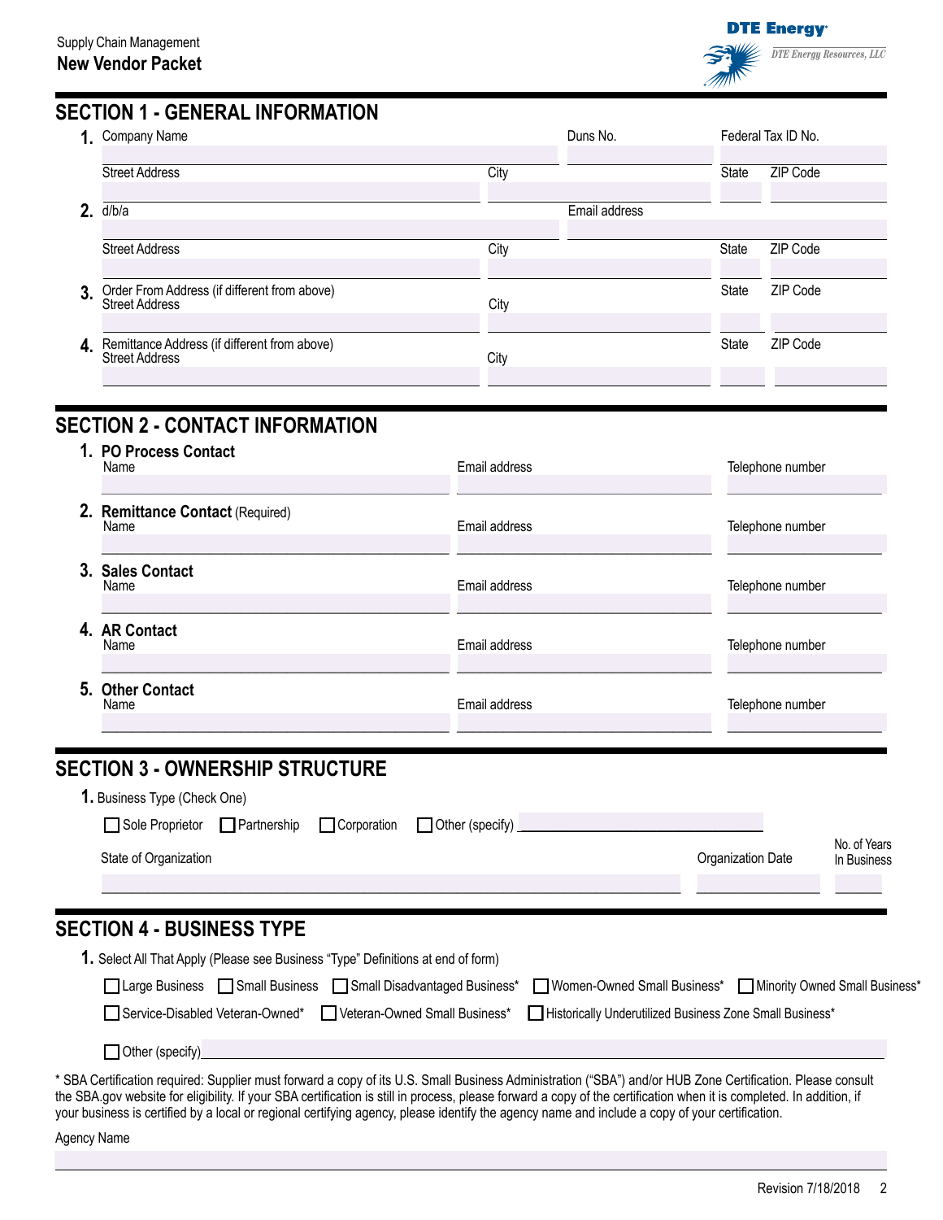Supply Chain Management

**New Vendor Packet**

DTE Energy

DTE Energy Resources, LLC

## SECTION 1 - GENERAL INFORMATION

**1.** Company Name ______ Duns No. ______ Federal Tax ID No. ______

Street Address ______ City ______ State ______ ZIP Code ______

**2.** d/b/a ______ Email address ______

Street Address ______ City ______ State ______ ZIP Code ______

**3.** Order From Address (if different from above)
Street Address ______ City ______ State ______ ZIP Code ______

**4.** Remittance Address (if different from above)
Street Address ______ City ______ State ______ ZIP Code ______

## SECTION 2 - CONTACT INFORMATION

**1. PO Process Contact**
Name ______ Email address ______ Telephone number ______

**2. Remittance Contact** (Required)
Name ______ Email address ______ Telephone number ______

**3. Sales Contact**
Name ______ Email address ______ Telephone number ______

**4. AR Contact**
Name ______ Email address ______ Telephone number ______

**5. Other Contact**
Name ______ Email address ______ Telephone number ______

## SECTION 3 - OWNERSHIP STRUCTURE

**1.** Business Type (Check One)

☐ Sole Proprietor ☐ Partnership ☐ Corporation ☐ Other (specify) ______

State of Organization ______ Organization Date ______ No. of Years In Business ______

## SECTION 4 - BUSINESS TYPE

**1.** Select All That Apply (Please see Business "Type" Definitions at end of form)

☐ Large Business ☐ Small Business ☐ Small Disadvantaged Business* ☐ Women-Owned Small Business* ☐ Minority Owned Small Business*

☐ Service-Disabled Veteran-Owned* ☐ Veteran-Owned Small Business* ☐ Historically Underutilized Business Zone Small Business*

☐ Other (specify) ______

* SBA Certification required: Supplier must forward a copy of its U.S. Small Business Administration ("SBA") and/or HUB Zone Certification. Please consult the SBA.gov website for eligibility. If your SBA certification is still in process, please forward a copy of the certification when it is completed. In addition, if your business is certified by a local or regional certifying agency, please identify the agency name and include a copy of your certification.

Agency Name ______

Revision 7/18/2018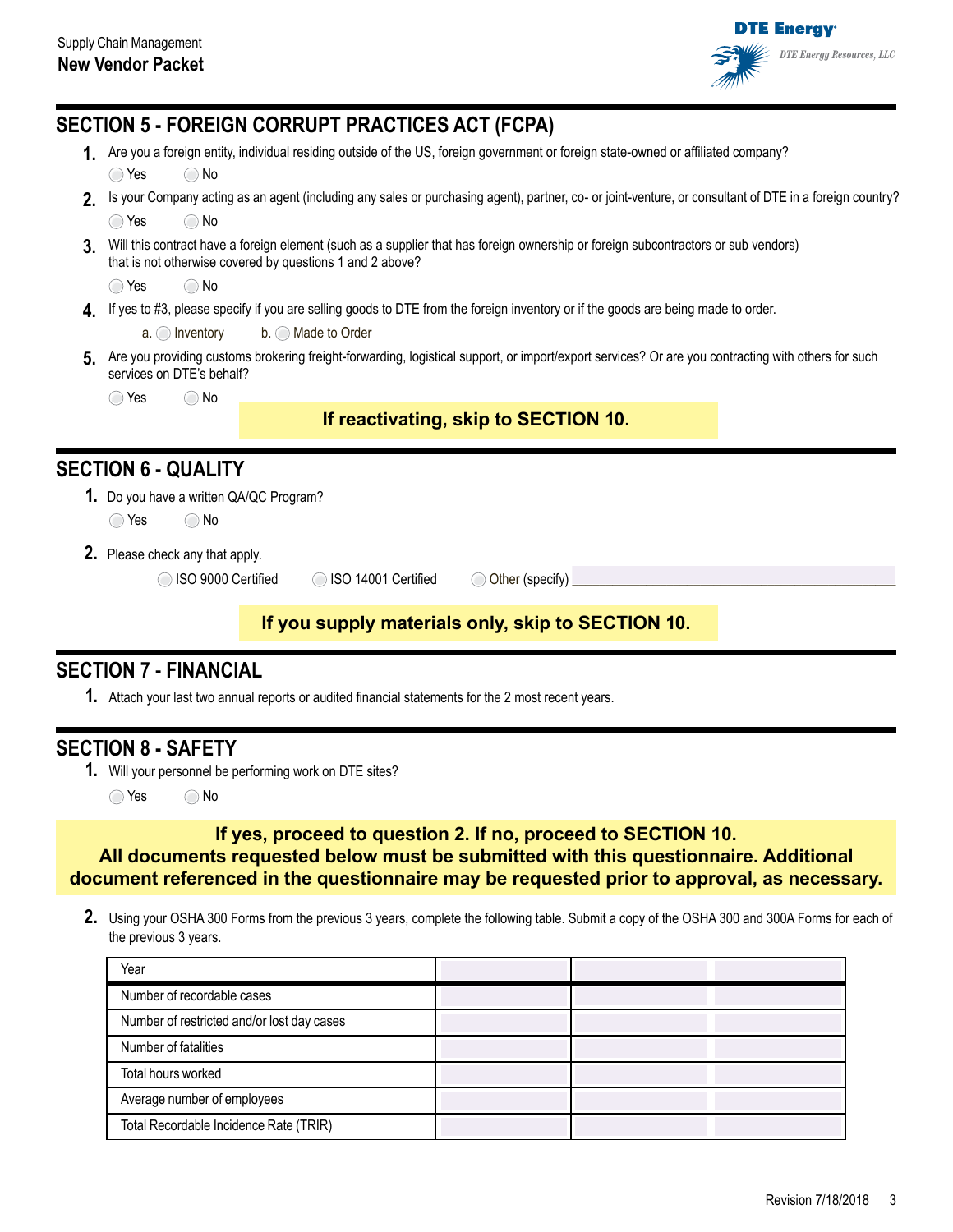## SECTION 5 - FOREIGN CORRUPT PRACTICES ACT (FCPA)

1. Are you a foreign entity, individual residing outside of the US, foreign government or foreign state-owned or affiliated company?

   ◯ Yes ◯ No

2. Is your Company acting as an agent (including any sales or purchasing agent), partner, co- or joint-venture, or consultant of DTE in a foreign country?

   ◯ Yes ◯ No

3. Will this contract have a foreign element (such as a supplier that has foreign ownership or foreign subcontractors or sub vendors) that is not otherwise covered by questions 1 and 2 above?

   ◯ Yes ◯ No

4. If yes to #3, please specify if you are selling goods to DTE from the foreign inventory or if the goods are being made to order.

   a. ◯ Inventory b. ◯ Made to Order

5. Are you providing customs brokering freight-forwarding, logistical support, or import/export services? Or are you contracting with others for such services on DTE's behalf?

   ◯ Yes ◯ No

**If reactivating, skip to SECTION 10.**

## SECTION 6 - QUALITY

1. Do you have a written QA/QC Program?

   ◯ Yes ◯ No

2. Please check any that apply.

   ◯ ISO 9000 Certified ◯ ISO 14001 Certified ◯ Other (specify) ______________________

**If you supply materials only, skip to SECTION 10.**

## SECTION 7 - FINANCIAL

1. Attach your last two annual reports or audited financial statements for the 2 most recent years.

## SECTION 8 - SAFETY

1. Will your personnel be performing work on DTE sites?

   ◯ Yes ◯ No

**If yes, proceed to question 2. If no, proceed to SECTION 10.**
**All documents requested below must be submitted with this questionnaire. Additional document referenced in the questionnaire may be requested prior to approval, as necessary.**

2. Using your OSHA 300 Forms from the previous 3 years, complete the following table. Submit a copy of the OSHA 300 and 300A Forms for each of the previous 3 years.

| Year | | | |
|---|---|---|---|
| Number of recordable cases | | | |
| Number of restricted and/or lost day cases | | | |
| Number of fatalities | | | |
| Total hours worked | | | |
| Average number of employees | | | |
| Total Recordable Incidence Rate (TRIR) | | | |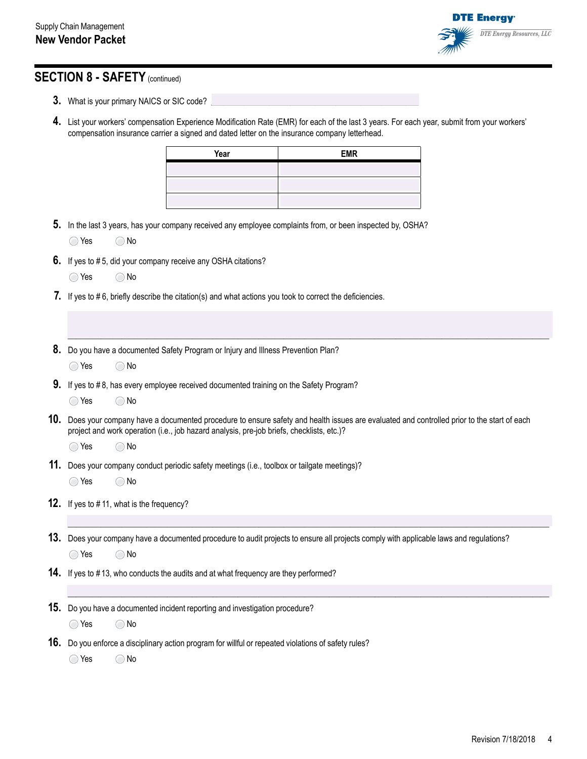## SECTION 8 - SAFETY (continued)

3. What is your primary NAICS or SIC code? ______________________

4. List your workers' compensation Experience Modification Rate (EMR) for each of the last 3 years. For each year, submit from your workers' compensation insurance carrier a signed and dated letter on the insurance company letterhead.

| Year | EMR |
|---|---|
| | |
| | |
| | |

5. In the last 3 years, has your company received any employee complaints from, or been inspected by, OSHA?

   ◯ Yes ◯ No

6. If yes to # 5, did your company receive any OSHA citations?

   ◯ Yes ◯ No

7. If yes to # 6, briefly describe the citation(s) and what actions you took to correct the deficiencies.

   ______________________________________________________________________

8. Do you have a documented Safety Program or Injury and Illness Prevention Plan?

   ◯ Yes ◯ No

9. If yes to # 8, has every employee received documented training on the Safety Program?

   ◯ Yes ◯ No

10. Does your company have a documented procedure to ensure safety and health issues are evaluated and controlled prior to the start of each project and work operation (i.e., job hazard analysis, pre-job briefs, checklists, etc.)?

    ◯ Yes ◯ No

11. Does your company conduct periodic safety meetings (i.e., toolbox or tailgate meetings)?

    ◯ Yes ◯ No

12. If yes to # 11, what is the frequency?

    ______________________________________________________________________

13. Does your company have a documented procedure to audit projects to ensure all projects comply with applicable laws and regulations?

    ◯ Yes ◯ No

14. If yes to # 13, who conducts the audits and at what frequency are they performed?

    ______________________________________________________________________

15. Do you have a documented incident reporting and investigation procedure?

    ◯ Yes ◯ No

16. Do you enforce a disciplinary action program for willful or repeated violations of safety rules?

    ◯ Yes ◯ No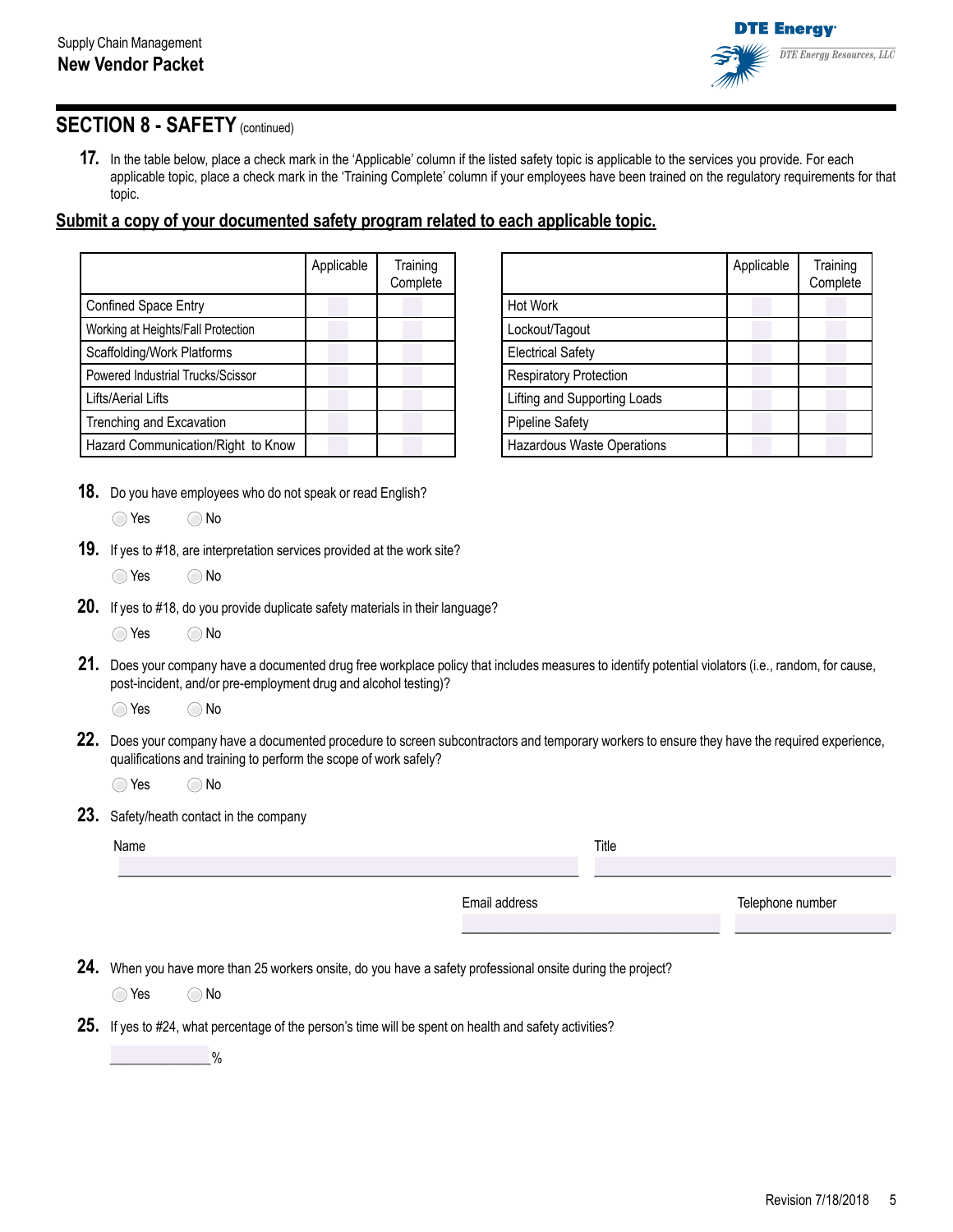## SECTION 8 - SAFETY (continued)

**17.** In the table below, place a check mark in the 'Applicable' column if the listed safety topic is applicable to the services you provide. For each applicable topic, place a check mark in the 'Training Complete' column if your employees have been trained on the regulatory requirements for that topic.

**Submit a copy of your documented safety program related to each applicable topic.**

| | Applicable | Training Complete |
|---|---|---|
| Confined Space Entry | | |
| Working at Heights/Fall Protection | | |
| Scaffolding/Work Platforms | | |
| Powered Industrial Trucks/Scissor | | |
| Lifts/Aerial Lifts | | |
| Trenching and Excavation | | |
| Hazard Communication/Right to Know | | |

| | Applicable | Training Complete |
|---|---|---|
| Hot Work | | |
| Lockout/Tagout | | |
| Electrical Safety | | |
| Respiratory Protection | | |
| Lifting and Supporting Loads | | |
| Pipeline Safety | | |
| Hazardous Waste Operations | | |

**18.** Do you have employees who do not speak or read English?

○ Yes ○ No

**19.** If yes to #18, are interpretation services provided at the work site?

○ Yes ○ No

**20.** If yes to #18, do you provide duplicate safety materials in their language?

○ Yes ○ No

**21.** Does your company have a documented drug free workplace policy that includes measures to identify potential violators (i.e., random, for cause, post-incident, and/or pre-employment drug and alcohol testing)?

○ Yes ○ No

**22.** Does your company have a documented procedure to screen subcontractors and temporary workers to ensure they have the required experience, qualifications and training to perform the scope of work safely?

○ Yes ○ No

**23.** Safety/heath contact in the company

Name ______________________________ Title ______________________________

Email address ______________________________ Telephone number ____________________

**24.** When you have more than 25 workers onsite, do you have a safety professional onsite during the project?

○ Yes ○ No

**25.** If yes to #24, what percentage of the person's time will be spent on health and safety activities?

______________%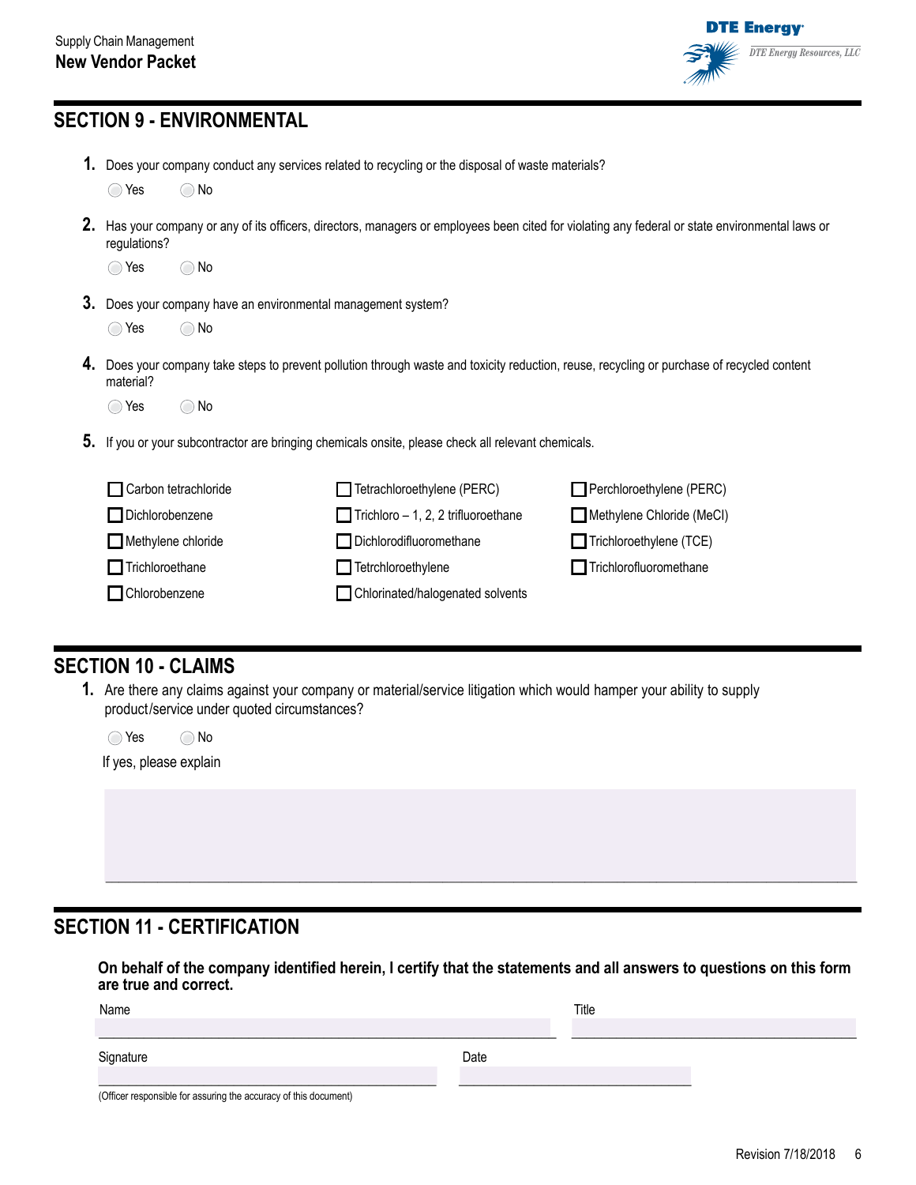## SECTION 9 - ENVIRONMENTAL

1. Does your company conduct any services related to recycling or the disposal of waste materials?

   ○ Yes ○ No

2. Has your company or any of its officers, directors, managers or employees been cited for violating any federal or state environmental laws or regulations?

   ○ Yes ○ No

3. Does your company have an environmental management system?

   ○ Yes ○ No

4. Does your company take steps to prevent pollution through waste and toxicity reduction, reuse, recycling or purchase of recycled content material?

   ○ Yes ○ No

5. If you or your subcontractor are bringing chemicals onsite, please check all relevant chemicals.

- ☐ Carbon tetrachloride
- ☐ Dichlorobenzene
- ☐ Methylene chloride
- ☐ Trichloroethane
- ☐ Chlorobenzene
- ☐ Tetrachloroethylene (PERC)
- ☐ Trichloro – 1, 2, 2 trifluoroethane
- ☐ Dichlorodifluoromethane
- ☐ Tetrchloroethylene
- ☐ Chlorinated/halogenated solvents
- ☐ Perchloroethylene (PERC)
- ☐ Methylene Chloride (MeCl)
- ☐ Trichloroethylene (TCE)
- ☐ Trichlorofluoromethane

## SECTION 10 - CLAIMS

1. Are there any claims against your company or material/service litigation which would hamper your ability to supply product/service under quoted circumstances?

   ○ Yes ○ No

   If yes, please explain

   \_\_\_\_\_\_\_\_\_\_\_\_\_\_\_\_\_\_\_\_\_\_\_\_\_\_\_\_\_\_\_\_\_\_\_\_\_\_\_\_

## SECTION 11 - CERTIFICATION

**On behalf of the company identified herein, I certify that the statements and all answers to questions on this form are true and correct.**

Name \_\_\_\_\_\_\_\_\_\_\_\_\_\_\_\_\_\_\_\_ Title \_\_\_\_\_\_\_\_\_\_\_\_\_\_\_\_\_\_\_\_

Signature \_\_\_\_\_\_\_\_\_\_\_\_\_\_\_\_\_\_\_\_ Date \_\_\_\_\_\_\_\_\_\_\_\_\_\_\_\_\_\_\_\_

(Officer responsible for assuring the accuracy of this document)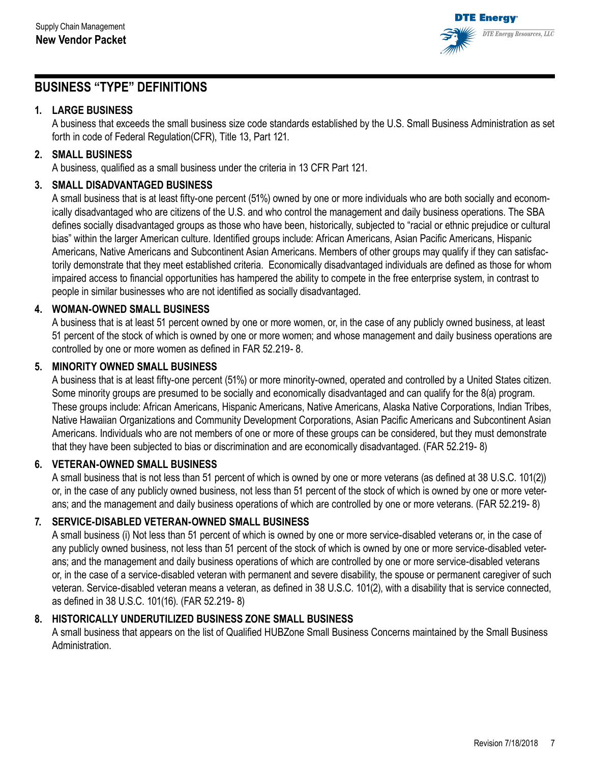## BUSINESS "TYPE" DEFINITIONS

1. **LARGE BUSINESS**
   A business that exceeds the small business size code standards established by the U.S. Small Business Administration as set forth in code of Federal Regulation(CFR), Title 13, Part 121.

2. **SMALL BUSINESS**
   A business, qualified as a small business under the criteria in 13 CFR Part 121.

3. **SMALL DISADVANTAGED BUSINESS**
   A small business that is at least fifty-one percent (51%) owned by one or more individuals who are both socially and economically disadvantaged who are citizens of the U.S. and who control the management and daily business operations. The SBA defines socially disadvantaged groups as those who have been, historically, subjected to "racial or ethnic prejudice or cultural bias" within the larger American culture. Identified groups include: African Americans, Asian Pacific Americans, Hispanic Americans, Native Americans and Subcontinent Asian Americans. Members of other groups may qualify if they can satisfactorily demonstrate that they meet established criteria. Economically disadvantaged individuals are defined as those for whom impaired access to financial opportunities has hampered the ability to compete in the free enterprise system, in contrast to people in similar businesses who are not identified as socially disadvantaged.

4. **WOMAN-OWNED SMALL BUSINESS**
   A business that is at least 51 percent owned by one or more women, or, in the case of any publicly owned business, at least 51 percent of the stock of which is owned by one or more women; and whose management and daily business operations are controlled by one or more women as defined in FAR 52.219- 8.

5. **MINORITY OWNED SMALL BUSINESS**
   A business that is at least fifty-one percent (51%) or more minority-owned, operated and controlled by a United States citizen. Some minority groups are presumed to be socially and economically disadvantaged and can qualify for the 8(a) program. These groups include: African Americans, Hispanic Americans, Native Americans, Alaska Native Corporations, Indian Tribes, Native Hawaiian Organizations and Community Development Corporations, Asian Pacific Americans and Subcontinent Asian Americans. Individuals who are not members of one or more of these groups can be considered, but they must demonstrate that they have been subjected to bias or discrimination and are economically disadvantaged. (FAR 52.219- 8)

6. **VETERAN-OWNED SMALL BUSINESS**
   A small business that is not less than 51 percent of which is owned by one or more veterans (as defined at 38 U.S.C. 101(2)) or, in the case of any publicly owned business, not less than 51 percent of the stock of which is owned by one or more veterans; and the management and daily business operations of which are controlled by one or more veterans. (FAR 52.219- 8)

7. **SERVICE-DISABLED VETERAN-OWNED SMALL BUSINESS**
   A small business (i) Not less than 51 percent of which is owned by one or more service-disabled veterans or, in the case of any publicly owned business, not less than 51 percent of the stock of which is owned by one or more service-disabled veterans; and the management and daily business operations of which are controlled by one or more service-disabled veterans or, in the case of a service-disabled veteran with permanent and severe disability, the spouse or permanent caregiver of such veteran. Service-disabled veteran means a veteran, as defined in 38 U.S.C. 101(2), with a disability that is service connected, as defined in 38 U.S.C. 101(16). (FAR 52.219- 8)

8. **HISTORICALLY UNDERUTILIZED BUSINESS ZONE SMALL BUSINESS**
   A small business that appears on the list of Qualified HUBZone Small Business Concerns maintained by the Small Business Administration.